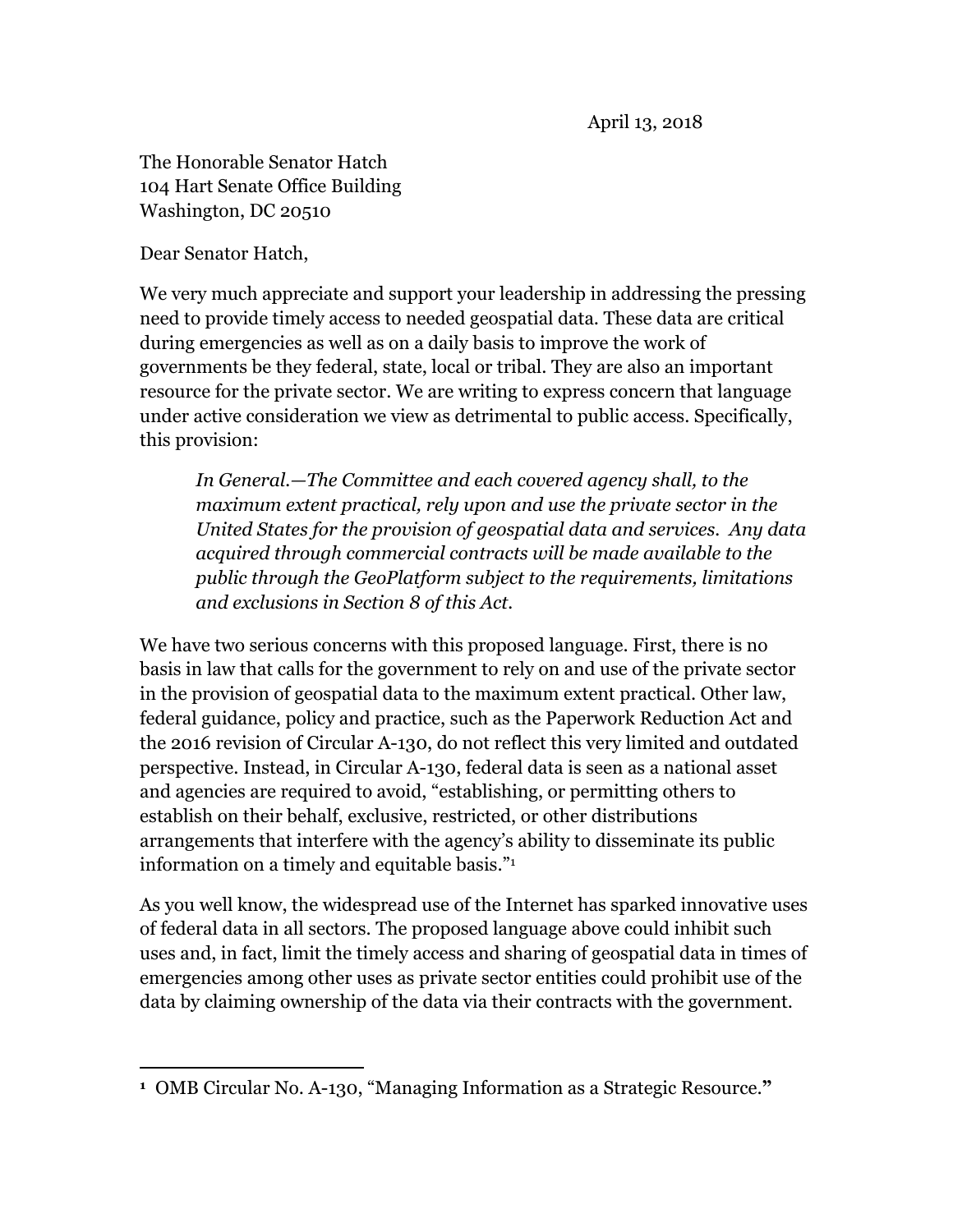April 13, 2018

The Honorable Senator Hatch
104 Hart Senate Office Building
Washington, DC 20510

Dear Senator Hatch,

We very much appreciate and support your leadership in addressing the pressing need to provide timely access to needed geospatial data. These data are critical during emergencies as well as on a daily basis to improve the work of governments be they federal, state, local or tribal. They are also an important resource for the private sector. We are writing to express concern that language under active consideration we view as detrimental to public access. Specifically, this provision:

> *In General.—The Committee and each covered agency shall, to the maximum extent practical, rely upon and use the private sector in the United States for the provision of geospatial data and services. Any data acquired through commercial contracts will be made available to the public through the GeoPlatform subject to the requirements, limitations and exclusions in Section 8 of this Act.*

We have two serious concerns with this proposed language. First, there is no basis in law that calls for the government to rely on and use of the private sector in the provision of geospatial data to the maximum extent practical. Other law, federal guidance, policy and practice, such as the Paperwork Reduction Act and the 2016 revision of Circular A-130, do not reflect this very limited and outdated perspective. Instead, in Circular A-130, federal data is seen as a national asset and agencies are required to avoid, "establishing, or permitting others to establish on their behalf, exclusive, restricted, or other distributions arrangements that interfere with the agency's ability to disseminate its public information on a timely and equitable basis."[1]

As you well know, the widespread use of the Internet has sparked innovative uses of federal data in all sectors. The proposed language above could inhibit such uses and, in fact, limit the timely access and sharing of geospatial data in times of emergencies among other uses as private sector entities could prohibit use of the data by claiming ownership of the data via their contracts with the government.

---

[1] OMB Circular No. A-130, "Managing Information as a Strategic Resource."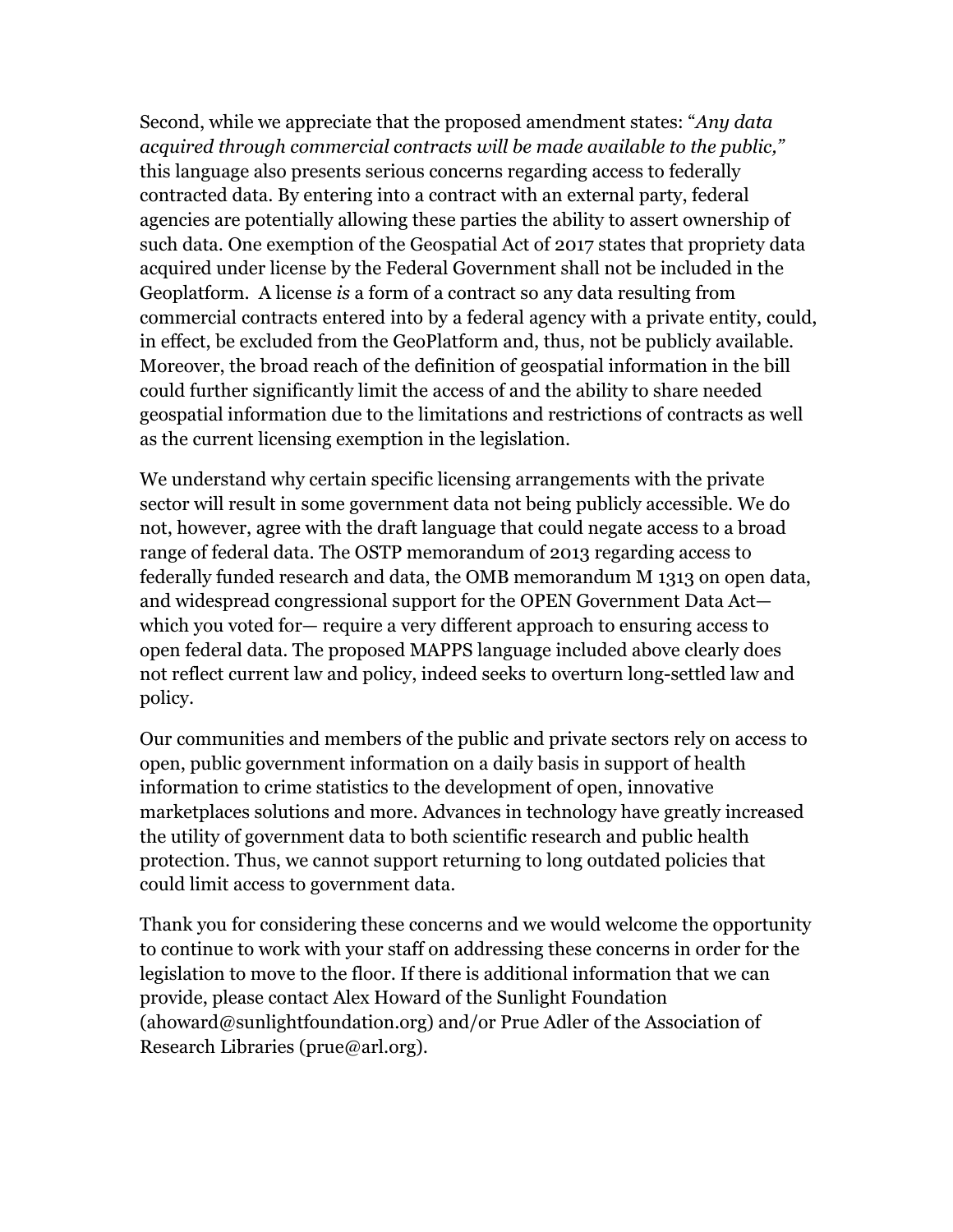Second, while we appreciate that the proposed amendment states: "*Any data acquired through commercial contracts will be made available to the public,"* this language also presents serious concerns regarding access to federally contracted data. By entering into a contract with an external party, federal agencies are potentially allowing these parties the ability to assert ownership of such data. One exemption of the Geospatial Act of 2017 states that propriety data acquired under license by the Federal Government shall not be included in the Geoplatform. A license *is* a form of a contract so any data resulting from commercial contracts entered into by a federal agency with a private entity, could, in effect, be excluded from the GeoPlatform and, thus, not be publicly available. Moreover, the broad reach of the definition of geospatial information in the bill could further significantly limit the access of and the ability to share needed geospatial information due to the limitations and restrictions of contracts as well as the current licensing exemption in the legislation.

We understand why certain specific licensing arrangements with the private sector will result in some government data not being publicly accessible. We do not, however, agree with the draft language that could negate access to a broad range of federal data. The OSTP memorandum of 2013 regarding access to federally funded research and data, the OMB memorandum M 1313 on open data, and widespread congressional support for the OPEN Government Data Act— which you voted for— require a very different approach to ensuring access to open federal data. The proposed MAPPS language included above clearly does not reflect current law and policy, indeed seeks to overturn long-settled law and policy.

Our communities and members of the public and private sectors rely on access to open, public government information on a daily basis in support of health information to crime statistics to the development of open, innovative marketplaces solutions and more. Advances in technology have greatly increased the utility of government data to both scientific research and public health protection. Thus, we cannot support returning to long outdated policies that could limit access to government data.

Thank you for considering these concerns and we would welcome the opportunity to continue to work with your staff on addressing these concerns in order for the legislation to move to the floor. If there is additional information that we can provide, please contact Alex Howard of the Sunlight Foundation (ahoward@sunlightfoundation.org) and/or Prue Adler of the Association of Research Libraries (prue@arl.org).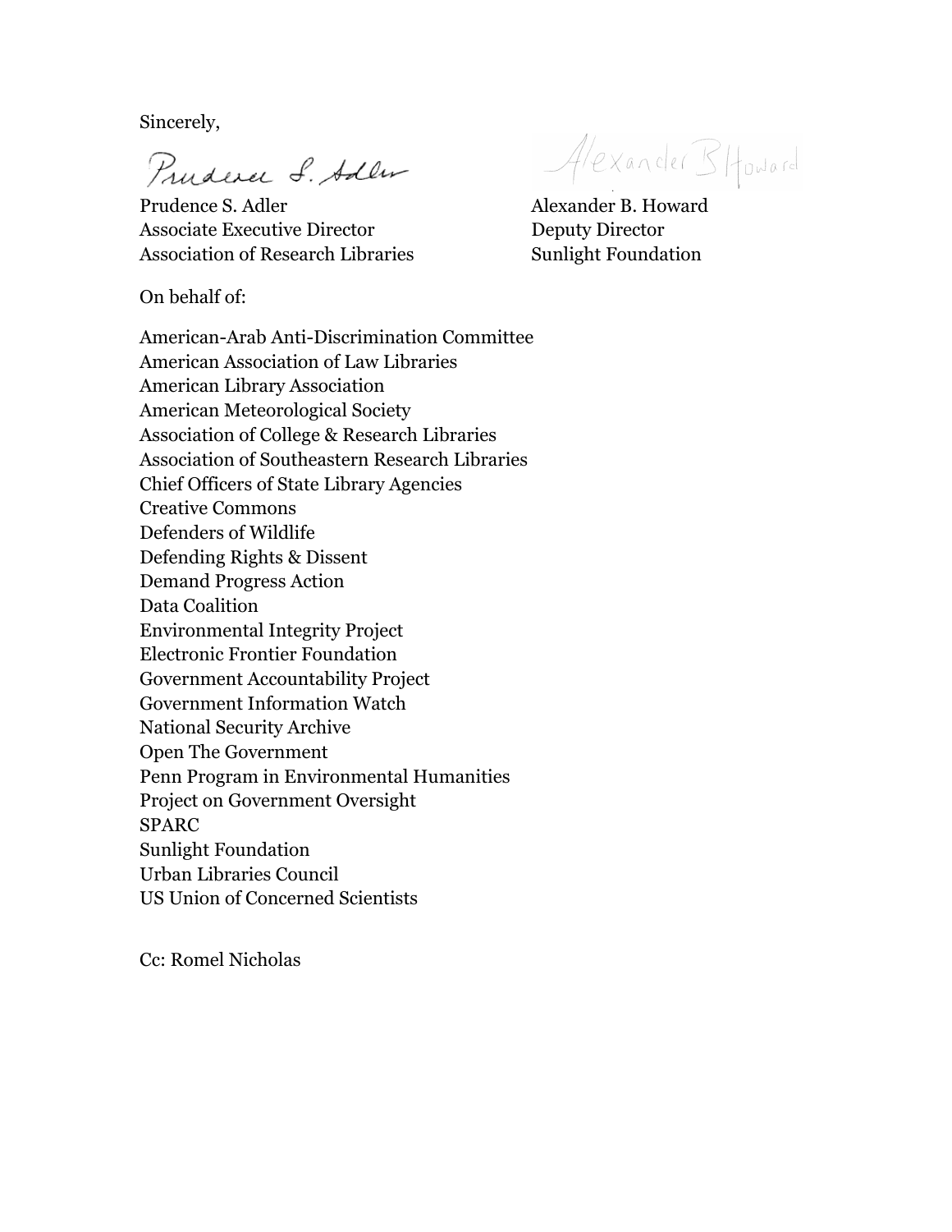Sincerely,

Prudence S. Adler
Associate Executive Director
Association of Research Libraries

Alexander B. Howard
Deputy Director
Sunlight Foundation

On behalf of:

American-Arab Anti-Discrimination Committee
American Association of Law Libraries
American Library Association
American Meteorological Society
Association of College & Research Libraries
Association of Southeastern Research Libraries
Chief Officers of State Library Agencies
Creative Commons
Defenders of Wildlife
Defending Rights & Dissent
Demand Progress Action
Data Coalition
Environmental Integrity Project
Electronic Frontier Foundation
Government Accountability Project
Government Information Watch
National Security Archive
Open The Government
Penn Program in Environmental Humanities
Project on Government Oversight
SPARC
Sunlight Foundation
Urban Libraries Council
US Union of Concerned Scientists

Cc: Romel Nicholas